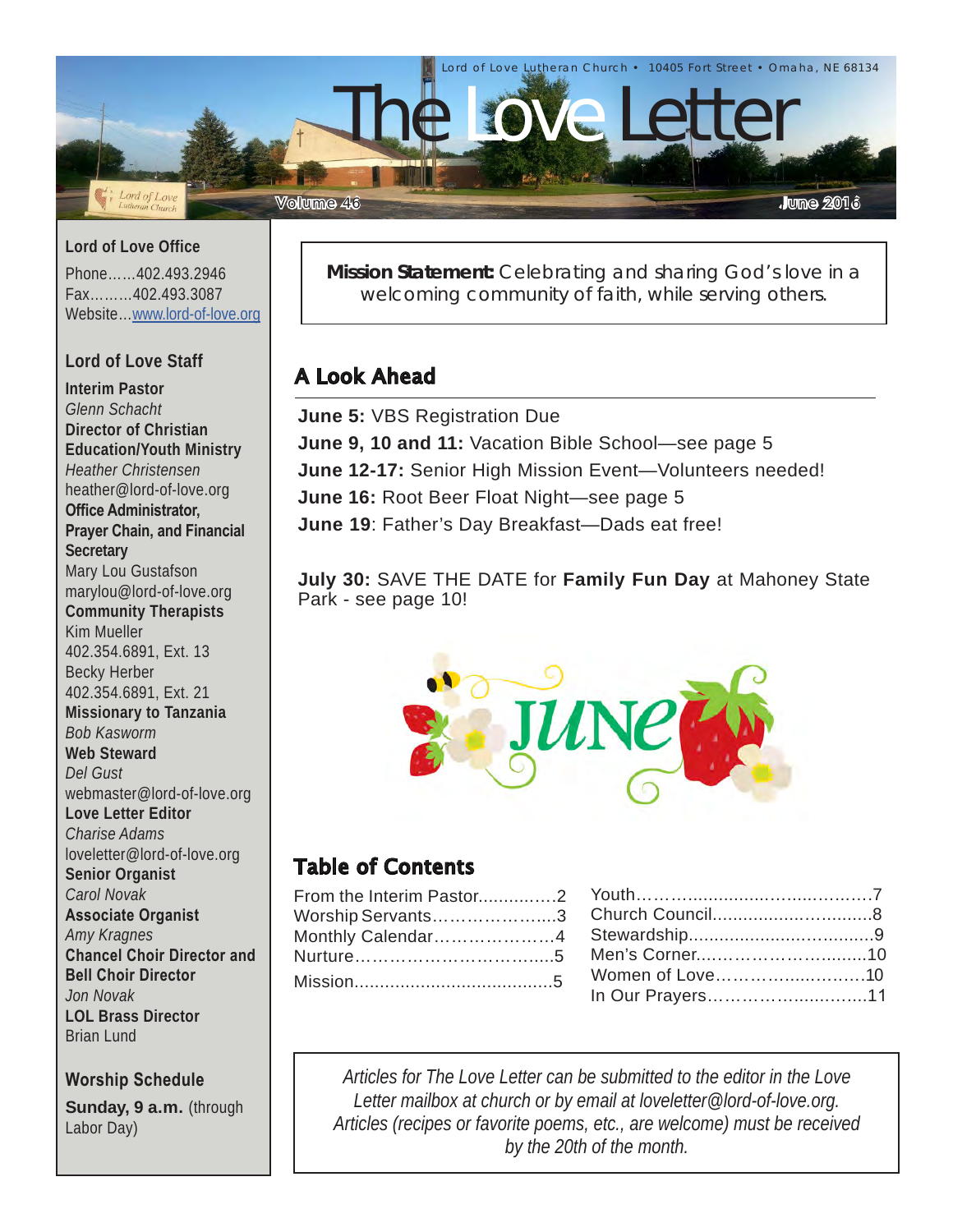Lord of Love Lutheran Church • 10405 Fort Street • Omaha, NE 68134

# The Love Letter

Volume 46 June 2016

## Lord of Love Office

Phone……402.493.2946
Fax………402.493.3087
Website…www.lord-of-love.org

## Lord of Love Staff

**Interim Pastor**
*Glenn Schacht*
**Director of Christian Education/Youth Ministry**
*Heather Christensen*
heather@lord-of-love.org
**Office Administrator, Prayer Chain, and Financial Secretary**
Mary Lou Gustafson
marylou@lord-of-love.org
**Community Therapists**
Kim Mueller
402.354.6891, Ext. 13
Becky Herber
402.354.6891, Ext. 21
**Missionary to Tanzania**
*Bob Kasworm*
**Web Steward**
*Del Gust*
webmaster@lord-of-love.org
**Love Letter Editor**
*Charise Adams*
loveletter@lord-of-love.org
**Senior Organist**
*Carol Novak*
**Associate Organist**
*Amy Kragnes*
**Chancel Choir Director and Bell Choir Director**
*Jon Novak*
**LOL Brass Director**
Brian Lund

## Worship Schedule

**Sunday, 9 a.m.** (through Labor Day)

---

**Mission Statement:** Celebrating and sharing God's love in a welcoming community of faith, while serving others.

## A Look Ahead

**June 5:** VBS Registration Due
**June 9, 10 and 11:** Vacation Bible School—see page 5
**June 12-17:** Senior High Mission Event—Volunteers needed!
**June 16:** Root Beer Float Night—see page 5
**June 19**: Father's Day Breakfast—Dads eat free!

**July 30:** SAVE THE DATE for **Family Fun Day** at Mahoney State Park - see page 10!

## Table of Contents

From the Interim Pastor..............2
Worship Servants…………………..3
Monthly Calendar…………………..4
Nurture……………………………....5
Mission......................................5
Youth……….....................……….7
Church Council..............................8
Stewardship...................................9
Men's Corner...……………….........10
Women of Love………….................10
In Our Prayers………………...........11

*Articles for The Love Letter can be submitted to the editor in the Love Letter mailbox at church or by email at loveletter@lord-of-love.org. Articles (recipes or favorite poems, etc., are welcome) must be received by the 20th of the month.*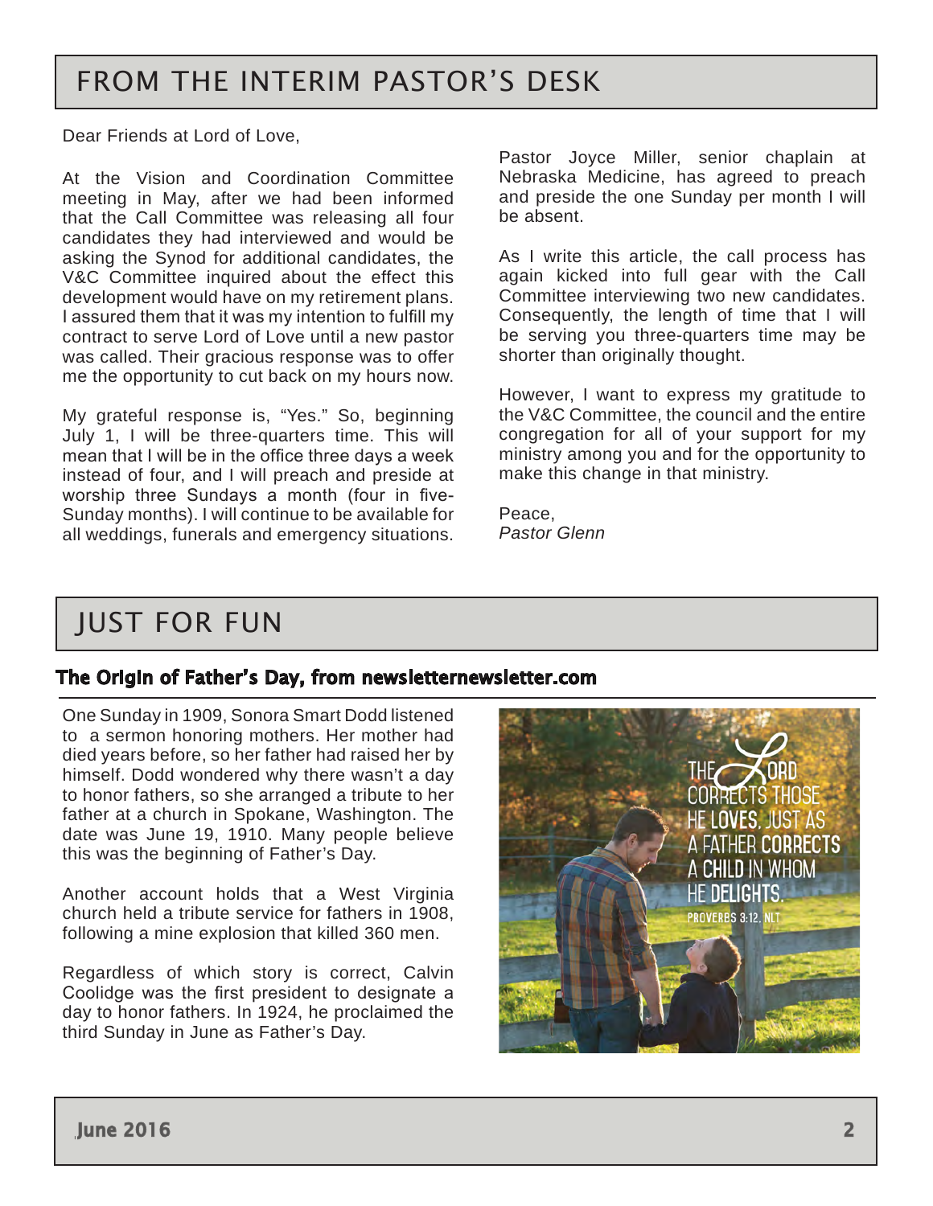## FROM THE INTERIM PASTOR'S DESK

Dear Friends at Lord of Love,

At the Vision and Coordination Committee meeting in May, after we had been informed that the Call Committee was releasing all four candidates they had interviewed and would be asking the Synod for additional candidates, the V&C Committee inquired about the effect this development would have on my retirement plans. I assured them that it was my intention to fulfill my contract to serve Lord of Love until a new pastor was called. Their gracious response was to offer me the opportunity to cut back on my hours now.

My grateful response is, "Yes." So, beginning July 1, I will be three-quarters time. This will mean that I will be in the office three days a week instead of four, and I will preach and preside at worship three Sundays a month (four in five-Sunday months). I will continue to be available for all weddings, funerals and emergency situations.

Pastor Joyce Miller, senior chaplain at Nebraska Medicine, has agreed to preach and preside the one Sunday per month I will be absent.

As I write this article, the call process has again kicked into full gear with the Call Committee interviewing two new candidates. Consequently, the length of time that I will be serving you three-quarters time may be shorter than originally thought.

However, I want to express my gratitude to the V&C Committee, the council and the entire congregation for all of your support for my ministry among you and for the opportunity to make this change in that ministry.

Peace,
*Pastor Glenn*

## JUST FOR FUN

### The Origin of Father's Day, from newsletternewsletter.com

One Sunday in 1909, Sonora Smart Dodd listened to a sermon honoring mothers. Her mother had died years before, so her father had raised her by himself. Dodd wondered why there wasn't a day to honor fathers, so she arranged a tribute to her father at a church in Spokane, Washington. The date was June 19, 1910. Many people believe this was the beginning of Father's Day.

Another account holds that a West Virginia church held a tribute service for fathers in 1908, following a mine explosion that killed 360 men.

Regardless of which story is correct, Calvin Coolidge was the first president to designate a day to honor fathers. In 1924, he proclaimed the third Sunday in June as Father's Day.

THE LORD CORRECTS THOSE HE LOVES, JUST AS A FATHER CORRECTS A CHILD IN WHOM HE DELIGHTS.
PROVERBS 3:12, NLT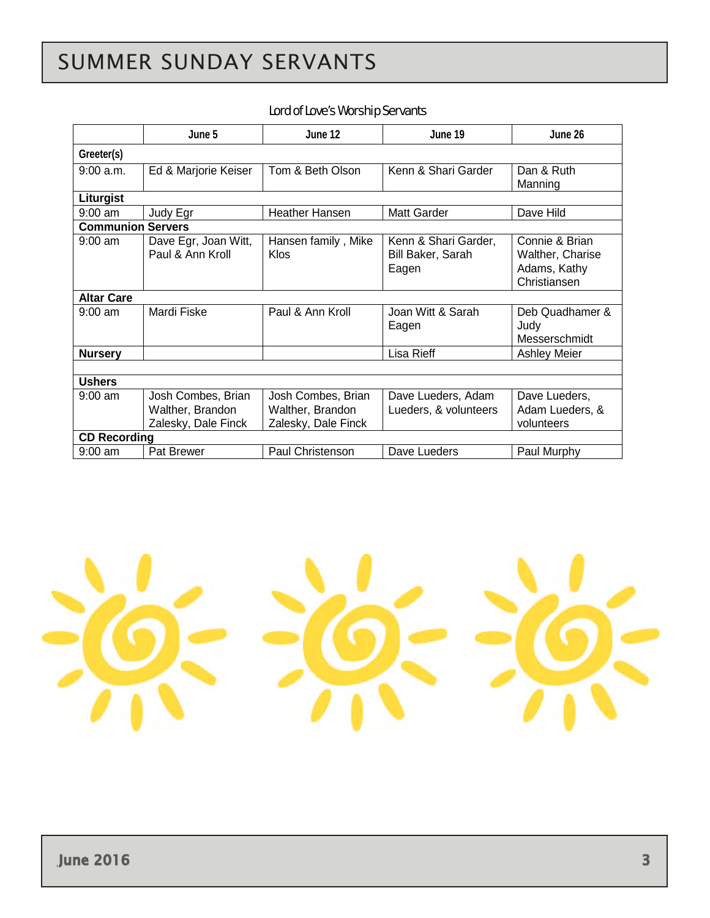# SUMMER SUNDAY SERVANTS

Lord of Love's Worship Servants

| | June 5 | June 12 | June 19 | June 26 |
|---|---|---|---|---|
| **Greeter(s)** | | | | |
| 9:00 a.m. | Ed & Marjorie Keiser | Tom & Beth Olson | Kenn & Shari Garder | Dan & Ruth Manning |
| **Liturgist** | | | | |
| 9:00 am | Judy Egr | Heather Hansen | Matt Garder | Dave Hild |
| **Communion Servers** | | | | |
| 9:00 am | Dave Egr, Joan Witt, Paul & Ann Kroll | Hansen family , Mike Klos | Kenn & Shari Garder, Bill Baker, Sarah Eagen | Connie & Brian Walther, Charise Adams, Kathy Christiansen |
| **Altar Care** | | | | |
| 9:00 am | Mardi Fiske | Paul & Ann Kroll | Joan Witt & Sarah Eagen | Deb Quadhamer & Judy Messerschmidt |
| **Nursery** | | | Lisa Rieff | Ashley Meier |
| | | | | |
| **Ushers** | | | | |
| 9:00 am | Josh Combes, Brian Walther, Brandon Zalesky, Dale Finck | Josh Combes, Brian Walther, Brandon Zalesky, Dale Finck | Dave Lueders, Adam Lueders, & volunteers | Dave Lueders, Adam Lueders, & volunteers |
| **CD Recording** | | | | |
| 9:00 am | Pat Brewer | Paul Christenson | Dave Lueders | Paul Murphy |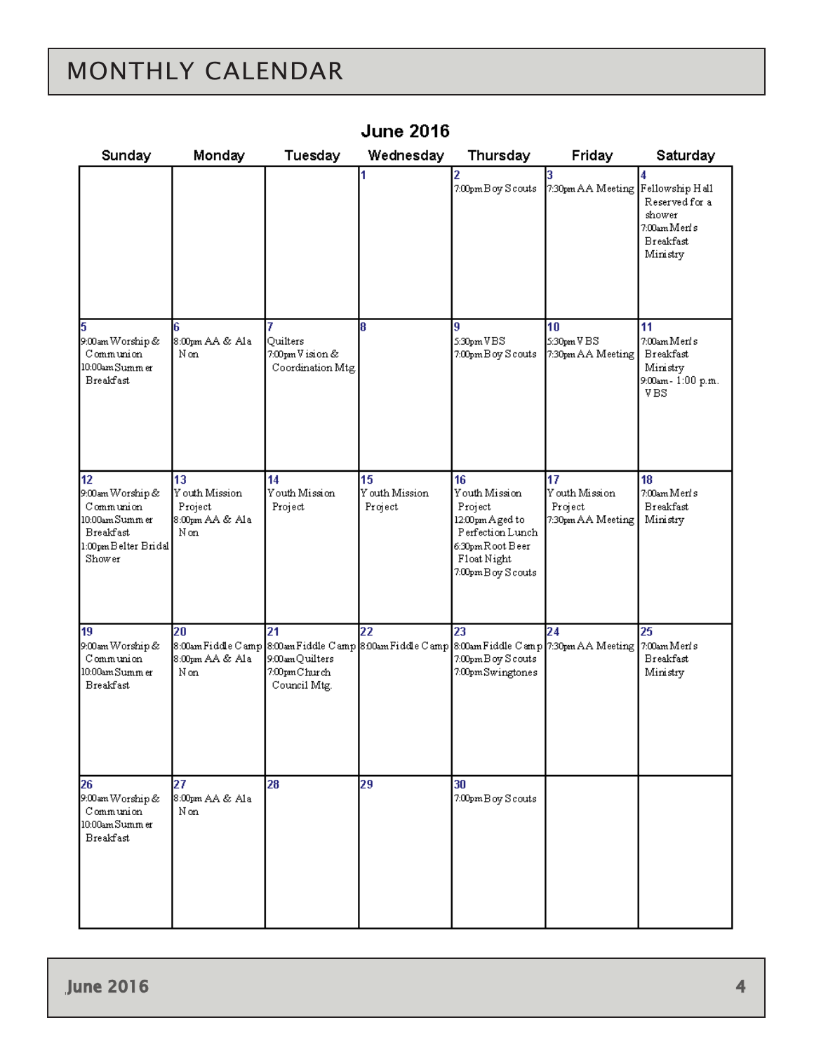# MONTHLY CALENDAR

## June 2016

| Sunday | Monday | Tuesday | Wednesday | Thursday | Friday | Saturday |
|---|---|---|---|---|---|---|
| | | | 1 | 2<br>7:00pm Boy Scouts | 3<br>7:30pm AA Meeting | 4<br>Fellowship Hall Reserved for a shower<br>7:00am Men's Breakfast Ministry |
| 5<br>9:00am Worship & Communion<br>10:00am Summer Breakfast | 6<br>8:00pm AA & Ala Non | 7<br>Quilters<br>7:00pm Vision & Coordination Mtg | 8 | 9<br>5:30pm VBS<br>7:00pm Boy Scouts | 10<br>5:30pm VBS<br>7:30pm AA Meeting | 11<br>7:00am Men's Breakfast Ministry<br>9:00am - 1:00 p.m. VBS |
| 12<br>9:00am Worship & Communion<br>10:00am Summer Breakfast<br>1:00pm Belter Bridal Shower | 13<br>Youth Mission Project<br>8:00pm AA & Ala Non | 14<br>Youth Mission Project | 15<br>Youth Mission Project | 16<br>Youth Mission Project<br>12:00pm Aged to Perfection Lunch<br>6:30pm Root Beer Float Night<br>7:00pm Boy Scouts | 17<br>Youth Mission Project<br>7:30pm AA Meeting | 18<br>7:00am Men's Breakfast Ministry |
| 19<br>9:00am Worship & Communion<br>10:00am Summer Breakfast | 20<br>8:00am Fiddle Camp<br>8:00pm AA & Ala Non | 21<br>8:00am Fiddle Camp<br>9:00am Quilters<br>7:00pm Church Council Mtg. | 22<br>8:00am Fiddle Camp | 23<br>8:00am Fiddle Camp<br>7:00pm Boy Scouts<br>7:00pm Swingtones | 24<br>7:30pm AA Meeting | 25<br>7:00am Men's Breakfast Ministry |
| 26<br>9:00am Worship & Communion<br>10:00am Summer Breakfast | 27<br>8:00pm AA & Ala Non | 28 | 29 | 30<br>7:00pm Boy Scouts | | |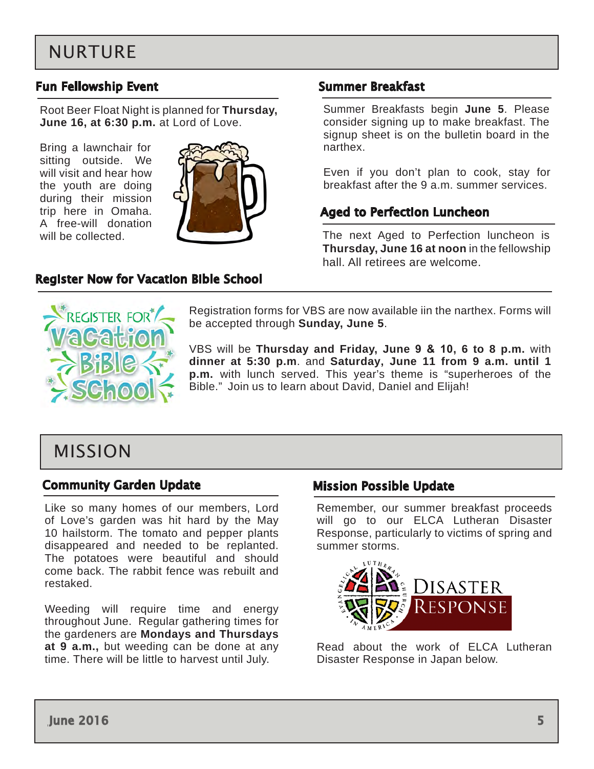# NURTURE

## Fun Fellowship Event

Root Beer Float Night is planned for **Thursday, June 16, at 6:30 p.m.** at Lord of Love.

Bring a lawnchair for sitting outside. We will visit and hear how the youth are doing during their mission trip here in Omaha. A free-will donation will be collected.

## Summer Breakfast

Summer Breakfasts begin **June 5**. Please consider signing up to make breakfast. The signup sheet is on the bulletin board in the narthex.

Even if you don't plan to cook, stay for breakfast after the 9 a.m. summer services.

## Aged to Perfection Luncheon

The next Aged to Perfection luncheon is **Thursday, June 16 at noon** in the fellowship hall. All retirees are welcome.

## Register Now for Vacation Bible School

Registration forms for VBS are now available iin the narthex. Forms will be accepted through **Sunday, June 5**.

VBS will be **Thursday and Friday, June 9 & 10, 6 to 8 p.m.** with **dinner at 5:30 p.m**. and **Saturday, June 11 from 9 a.m. until 1 p.m.** with lunch served. This year's theme is "superheroes of the Bible." Join us to learn about David, Daniel and Elijah!

# MISSION

## Community Garden Update

Like so many homes of our members, Lord of Love's garden was hit hard by the May 10 hailstorm. The tomato and pepper plants disappeared and needed to be replanted. The potatoes were beautiful and should come back. The rabbit fence was rebuilt and restaked.

Weeding will require time and energy throughout June. Regular gathering times for the gardeners are **Mondays and Thursdays at 9 a.m.,** but weeding can be done at any time. There will be little to harvest until July.

## Mission Possible Update

Remember, our summer breakfast proceeds will go to our ELCA Lutheran Disaster Response, particularly to victims of spring and summer storms.

Read about the work of ELCA Lutheran Disaster Response in Japan below.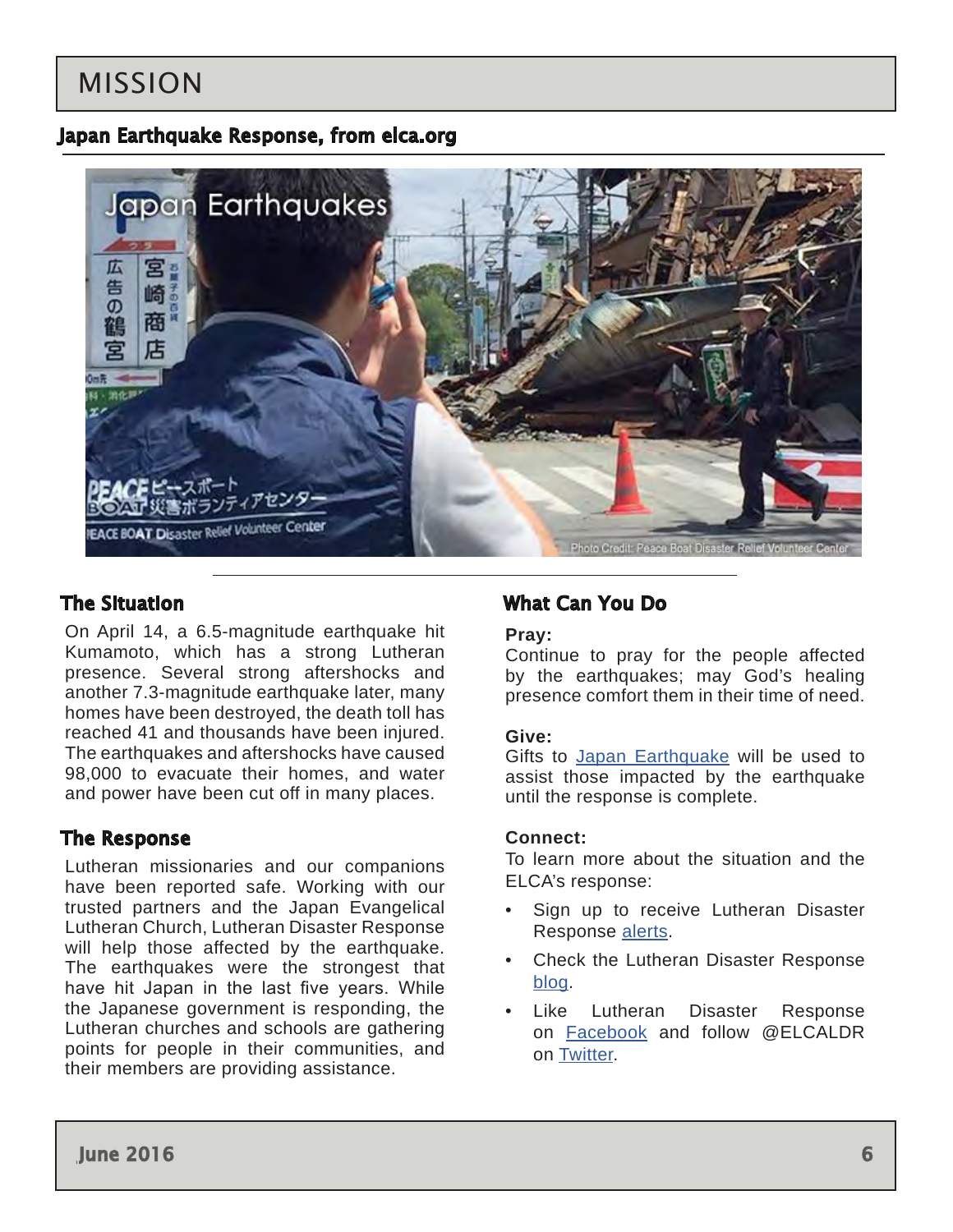# MISSION

## Japan Earthquake Response, from elca.org

### The Situation

On April 14, a 6.5-magnitude earthquake hit Kumamoto, which has a strong Lutheran presence. Several strong aftershocks and another 7.3-magnitude earthquake later, many homes have been destroyed, the death toll has reached 41 and thousands have been injured. The earthquakes and aftershocks have caused 98,000 to evacuate their homes, and water and power have been cut off in many places.

### The Response

Lutheran missionaries and our companions have been reported safe. Working with our trusted partners and the Japan Evangelical Lutheran Church, Lutheran Disaster Response will help those affected by the earthquake. The earthquakes were the strongest that have hit Japan in the last five years. While the Japanese government is responding, the Lutheran churches and schools are gathering points for people in their communities, and their members are providing assistance.

### What Can You Do

**Pray:**
Continue to pray for the people affected by the earthquakes; may God's healing presence comfort them in their time of need.

**Give:**
Gifts to Japan Earthquake will be used to assist those impacted by the earthquake until the response is complete.

**Connect:**
To learn more about the situation and the ELCA's response:

- Sign up to receive Lutheran Disaster Response alerts.
- Check the Lutheran Disaster Response blog.
- Like Lutheran Disaster Response on Facebook and follow @ELCALDR on Twitter.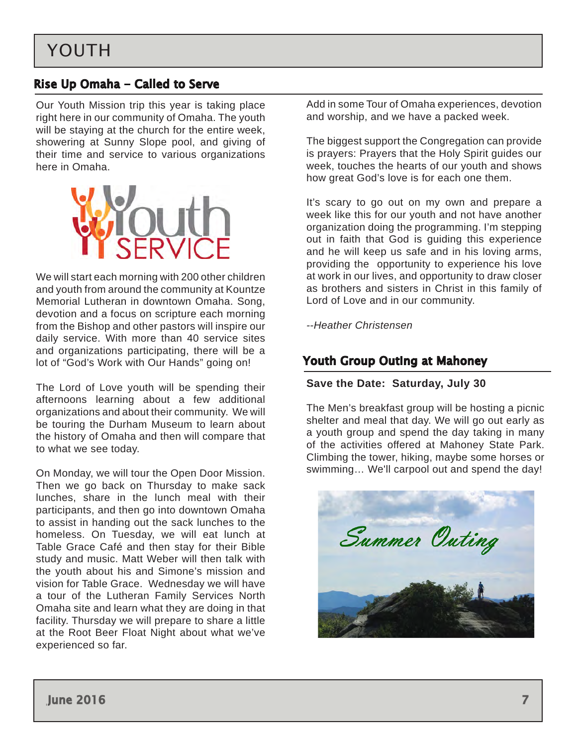# YOUTH

## Rise Up Omaha – Called to Serve

Our Youth Mission trip this year is taking place right here in our community of Omaha. The youth will be staying at the church for the entire week, showering at Sunny Slope pool, and giving of their time and service to various organizations here in Omaha.

We will start each morning with 200 other children and youth from around the community at Kountze Memorial Lutheran in downtown Omaha. Song, devotion and a focus on scripture each morning from the Bishop and other pastors will inspire our daily service. With more than 40 service sites and organizations participating, there will be a lot of "God's Work with Our Hands" going on!

The Lord of Love youth will be spending their afternoons learning about a few additional organizations and about their community. We will be touring the Durham Museum to learn about the history of Omaha and then will compare that to what we see today.

On Monday, we will tour the Open Door Mission. Then we go back on Thursday to make sack lunches, share in the lunch meal with their participants, and then go into downtown Omaha to assist in handing out the sack lunches to the homeless. On Tuesday, we will eat lunch at Table Grace Café and then stay for their Bible study and music. Matt Weber will then talk with the youth about his and Simone's mission and vision for Table Grace. Wednesday we will have a tour of the Lutheran Family Services North Omaha site and learn what they are doing in that facility. Thursday we will prepare to share a little at the Root Beer Float Night about what we've experienced so far.

Add in some Tour of Omaha experiences, devotion and worship, and we have a packed week.

The biggest support the Congregation can provide is prayers: Prayers that the Holy Spirit guides our week, touches the hearts of our youth and shows how great God's love is for each one them.

It's scary to go out on my own and prepare a week like this for our youth and not have another organization doing the programming. I'm stepping out in faith that God is guiding this experience and he will keep us safe and in his loving arms, providing the opportunity to experience his love at work in our lives, and opportunity to draw closer as brothers and sisters in Christ in this family of Lord of Love and in our community.

*--Heather Christensen*

## Youth Group Outing at Mahoney

**Save the Date: Saturday, July 30**

The Men's breakfast group will be hosting a picnic shelter and meal that day. We will go out early as a youth group and spend the day taking in many of the activities offered at Mahoney State Park. Climbing the tower, hiking, maybe some horses or swimming… We'll carpool out and spend the day!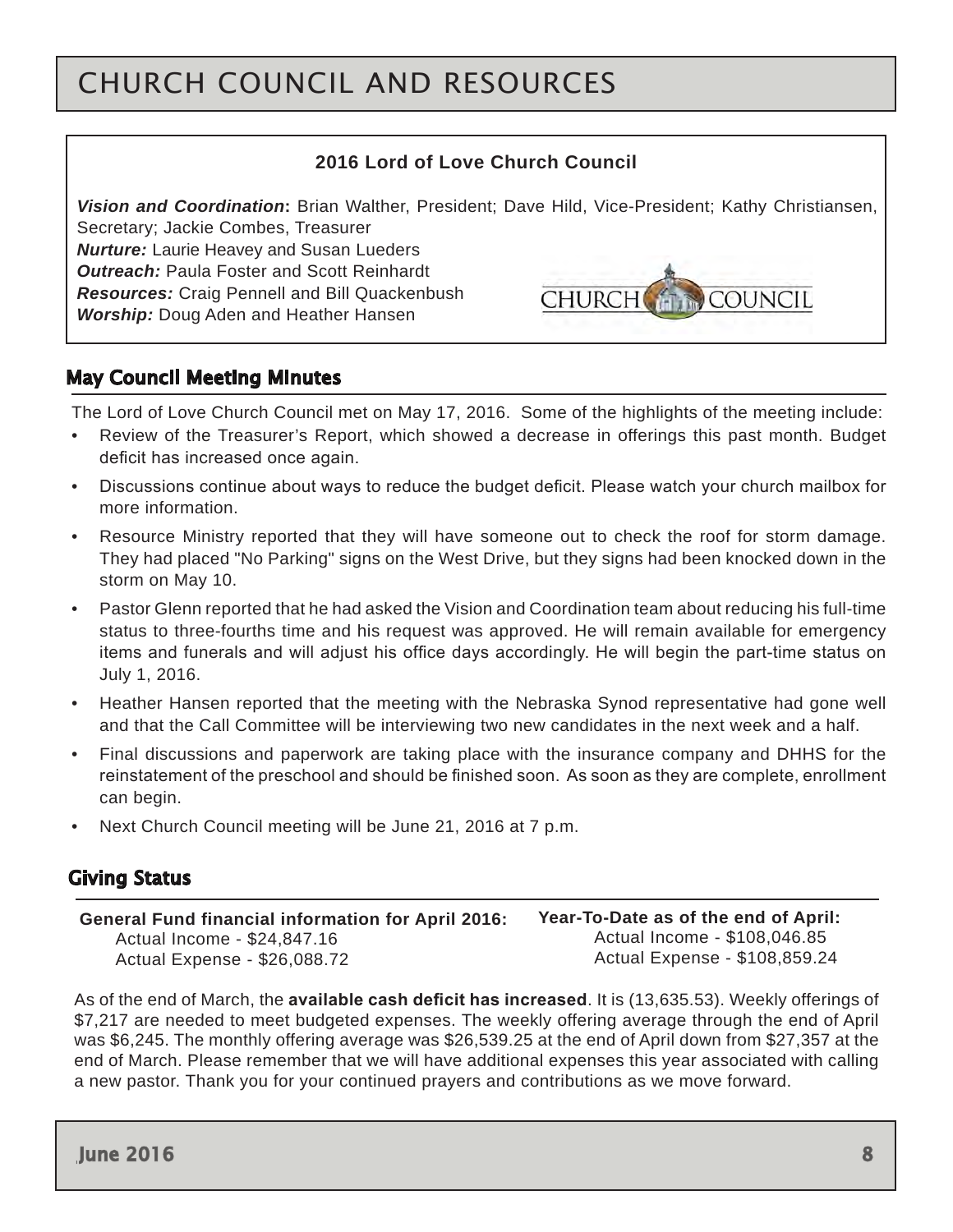# CHURCH COUNCIL AND RESOURCES

### 2016 Lord of Love Church Council

***Vision and Coordination*:** Brian Walther, President; Dave Hild, Vice-President; Kathy Christiansen, Secretary; Jackie Combes, Treasurer
***Nurture:*** Laurie Heavey and Susan Lueders
***Outreach:*** Paula Foster and Scott Reinhardt
***Resources:*** Craig Pennell and Bill Quackenbush
***Worship:*** Doug Aden and Heather Hansen

CHURCH COUNCIL

## May Council Meeting Minutes

The Lord of Love Church Council met on May 17, 2016. Some of the highlights of the meeting include:

- Review of the Treasurer's Report, which showed a decrease in offerings this past month. Budget deficit has increased once again.
- Discussions continue about ways to reduce the budget deficit. Please watch your church mailbox for more information.
- Resource Ministry reported that they will have someone out to check the roof for storm damage. They had placed "No Parking" signs on the West Drive, but they signs had been knocked down in the storm on May 10.
- Pastor Glenn reported that he had asked the Vision and Coordination team about reducing his full-time status to three-fourths time and his request was approved. He will remain available for emergency items and funerals and will adjust his office days accordingly. He will begin the part-time status on July 1, 2016.
- Heather Hansen reported that the meeting with the Nebraska Synod representative had gone well and that the Call Committee will be interviewing two new candidates in the next week and a half.
- Final discussions and paperwork are taking place with the insurance company and DHHS for the reinstatement of the preschool and should be finished soon. As soon as they are complete, enrollment can begin.
- Next Church Council meeting will be June 21, 2016 at 7 p.m.

## Giving Status

**General Fund financial information for April 2016:**
Actual Income - $24,847.16
Actual Expense - $26,088.72

**Year-To-Date as of the end of April:**
Actual Income - $108,046.85
Actual Expense - $108,859.24

As of the end of March, the **available cash deficit has increased**. It is (13,635.53). Weekly offerings of $7,217 are needed to meet budgeted expenses. The weekly offering average through the end of April was $6,245. The monthly offering average was $26,539.25 at the end of April down from $27,357 at the end of March. Please remember that we will have additional expenses this year associated with calling a new pastor. Thank you for your continued prayers and contributions as we move forward.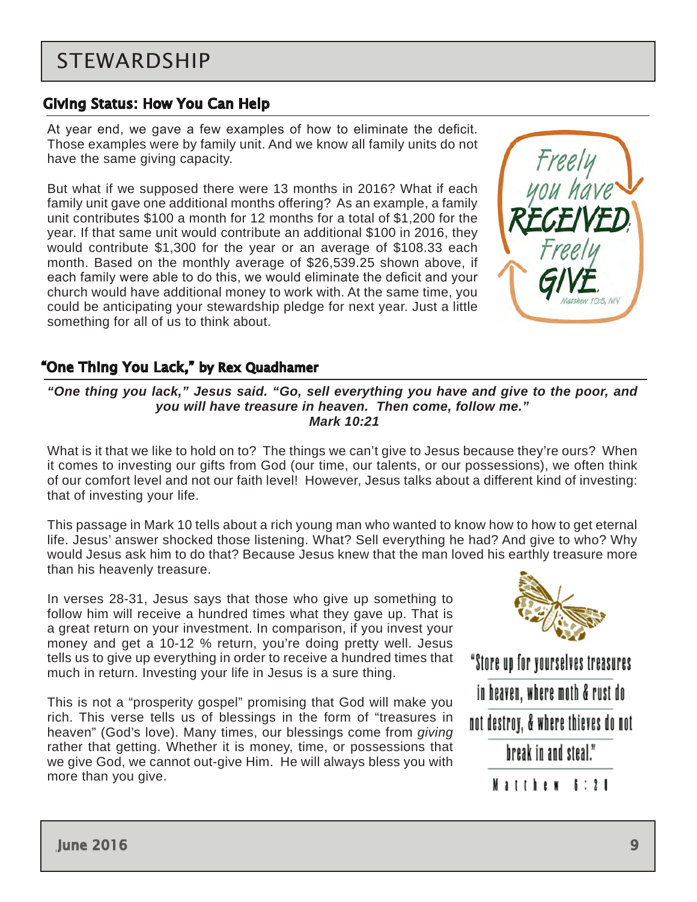# STEWARDSHIP

## Giving Status: How You Can Help

At year end, we gave a few examples of how to eliminate the deficit. Those examples were by family unit. And we know all family units do not have the same giving capacity.

But what if we supposed there were 13 months in 2016? What if each family unit gave one additional months offering? As an example, a family unit contributes $100 a month for 12 months for a total of $1,200 for the year. If that same unit would contribute an additional $100 in 2016, they would contribute $1,300 for the year or an average of $108.33 each month. Based on the monthly average of $26,539.25 shown above, if each family were able to do this, we would eliminate the deficit and your church would have additional money to work with. At the same time, you could be anticipating your stewardship pledge for next year. Just a little something for all of us to think about.

Freely you have RECEIVED; Freely GIVE. Matthew 10:8, NIV

## "One Thing You Lack," by Rex Quadhamer

***"One thing you lack," Jesus said. "Go, sell everything you have and give to the poor, and you will have treasure in heaven. Then come, follow me."***
***Mark 10:21***

What is it that we like to hold on to? The things we can't give to Jesus because they're ours? When it comes to investing our gifts from God (our time, our talents, or our possessions), we often think of our comfort level and not our faith level! However, Jesus talks about a different kind of investing: that of investing your life.

This passage in Mark 10 tells about a rich young man who wanted to know how to how to get eternal life. Jesus' answer shocked those listening. What? Sell everything he had? And give to who? Why would Jesus ask him to do that? Because Jesus knew that the man loved his earthly treasure more than his heavenly treasure.

In verses 28-31, Jesus says that those who give up something to follow him will receive a hundred times what they gave up. That is a great return on your investment. In comparison, if you invest your money and get a 10-12 % return, you're doing pretty well. Jesus tells us to give up everything in order to receive a hundred times that much in return. Investing your life in Jesus is a sure thing.

This is not a "prosperity gospel" promising that God will make you rich. This verse tells us of blessings in the form of "treasures in heaven" (God's love). Many times, our blessings come from *giving* rather that getting. Whether it is money, time, or possessions that we give God, we cannot out-give Him. He will always bless you with more than you give.

"Store up for yourselves treasures in heaven, where moth & rust do not destroy, & where thieves do not break in and steal."
Matthew 6:20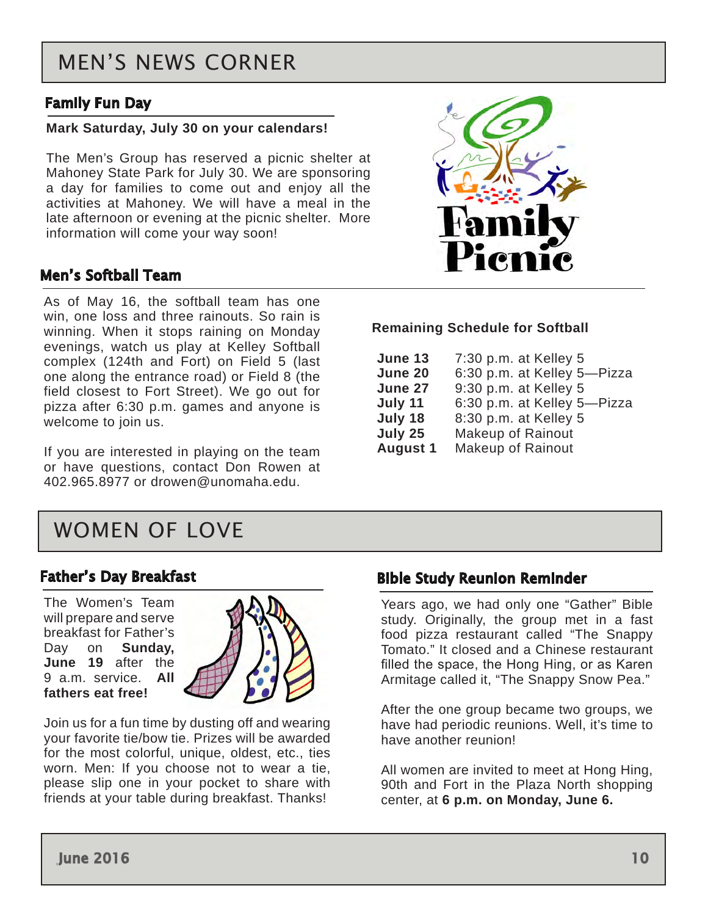# MEN'S NEWS CORNER

## Family Fun Day

**Mark Saturday, July 30 on your calendars!**

The Men's Group has reserved a picnic shelter at Mahoney State Park for July 30. We are sponsoring a day for families to come out and enjoy all the activities at Mahoney. We will have a meal in the late afternoon or evening at the picnic shelter. More information will come your way soon!

## Men's Softball Team

As of May 16, the softball team has one win, one loss and three rainouts. So rain is winning. When it stops raining on Monday evenings, watch us play at Kelley Softball complex (124th and Fort) on Field 5 (last one along the entrance road) or Field 8 (the field closest to Fort Street). We go out for pizza after 6:30 p.m. games and anyone is welcome to join us.

If you are interested in playing on the team or have questions, contact Don Rowen at 402.965.8977 or drowen@unomaha.edu.

**Remaining Schedule for Softball**

| Date | Details |
|---|---|
| **June 13** | 7:30 p.m. at Kelley 5 |
| **June 20** | 6:30 p.m. at Kelley 5—Pizza |
| **June 27** | 9:30 p.m. at Kelley 5 |
| **July 11** | 6:30 p.m. at Kelley 5—Pizza |
| **July 18** | 8:30 p.m. at Kelley 5 |
| **July 25** | Makeup of Rainout |
| **August 1** | Makeup of Rainout |

# WOMEN OF LOVE

## Father's Day Breakfast

The Women's Team will prepare and serve breakfast for Father's Day on **Sunday, June 19** after the 9 a.m. service. **All fathers eat free!**

Join us for a fun time by dusting off and wearing your favorite tie/bow tie. Prizes will be awarded for the most colorful, unique, oldest, etc., ties worn. Men: If you choose not to wear a tie, please slip one in your pocket to share with friends at your table during breakfast. Thanks!

## Bible Study Reunion Reminder

Years ago, we had only one "Gather" Bible study. Originally, the group met in a fast food pizza restaurant called "The Snappy Tomato." It closed and a Chinese restaurant filled the space, the Hong Hing, or as Karen Armitage called it, "The Snappy Snow Pea."

After the one group became two groups, we have had periodic reunions. Well, it's time to have another reunion!

All women are invited to meet at Hong Hing, 90th and Fort in the Plaza North shopping center, at **6 p.m. on Monday, June 6.**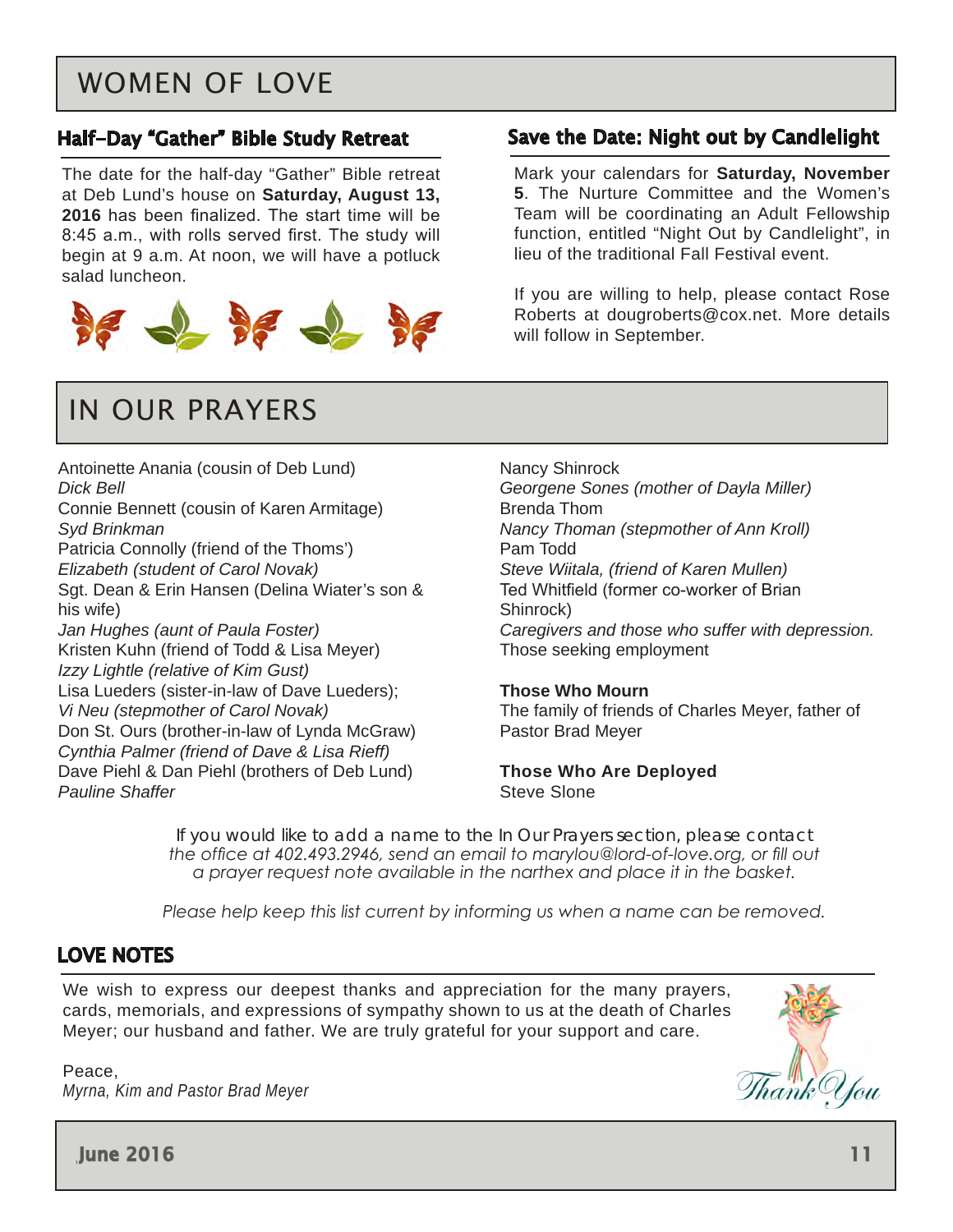# WOMEN OF LOVE

### Half-Day "Gather" Bible Study Retreat

The date for the half-day "Gather" Bible retreat at Deb Lund's house on **Saturday, August 13, 2016** has been finalized. The start time will be 8:45 a.m., with rolls served first. The study will begin at 9 a.m. At noon, we will have a potluck salad luncheon.

### Save the Date: Night out by Candlelight

Mark your calendars for **Saturday, November 5**. The Nurture Committee and the Women's Team will be coordinating an Adult Fellowship function, entitled "Night Out by Candlelight", in lieu of the traditional Fall Festival event.

If you are willing to help, please contact Rose Roberts at dougroberts@cox.net. More details will follow in September.

# IN OUR PRAYERS

Antoinette Anania (cousin of Deb Lund)
*Dick Bell*
Connie Bennett (cousin of Karen Armitage)
*Syd Brinkman*
Patricia Connolly (friend of the Thoms')
*Elizabeth (student of Carol Novak)*
Sgt. Dean & Erin Hansen (Delina Wiater's son & his wife)
*Jan Hughes (aunt of Paula Foster)*
Kristen Kuhn (friend of Todd & Lisa Meyer)
*Izzy Lightle (relative of Kim Gust)*
Lisa Lueders (sister-in-law of Dave Lueders);
*Vi Neu (stepmother of Carol Novak)*
Don St. Ours (brother-in-law of Lynda McGraw)
*Cynthia Palmer (friend of Dave & Lisa Rieff)*
Dave Piehl & Dan Piehl (brothers of Deb Lund)
*Pauline Shaffer*
Nancy Shinrock
*Georgene Sones (mother of Dayla Miller)*
Brenda Thom
*Nancy Thoman (stepmother of Ann Kroll)*
Pam Todd
*Steve Wiitala, (friend of Karen Mullen)*
Ted Whitfield (former co-worker of Brian Shinrock)
*Caregivers and those who suffer with depression.*
Those seeking employment

**Those Who Mourn**
The family of friends of Charles Meyer, father of Pastor Brad Meyer

**Those Who Are Deployed**
Steve Slone

If you would like to add a name to the In Our Prayers section, please contact *the office at 402.493.2946, send an email to marylou@lord-of-love.org, or fill out a prayer request note available in the narthex and place it in the basket.*

*Please help keep this list current by informing us when a name can be removed.*

### LOVE NOTES

We wish to express our deepest thanks and appreciation for the many prayers, cards, memorials, and expressions of sympathy shown to us at the death of Charles Meyer; our husband and father. We are truly grateful for your support and care.

Peace,
*Myrna, Kim and Pastor Brad Meyer*

Thank You